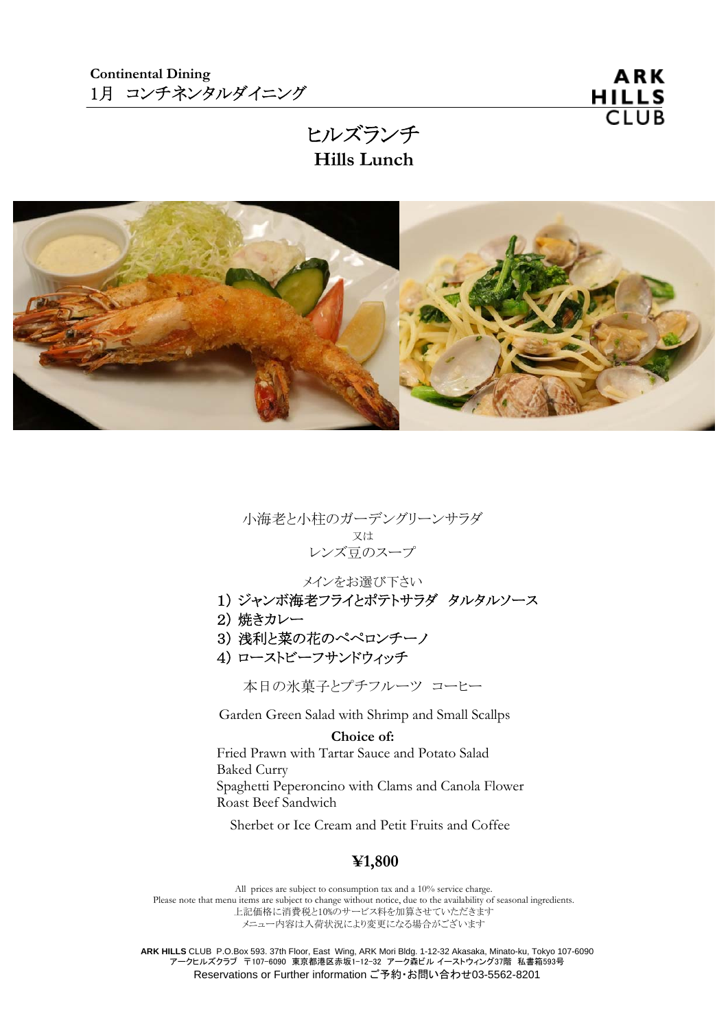**Continental Dining**
1月　コンチネンタルダイニング

ARK HILLS CLUB

# ヒルズランチ
# Hills Lunch

小海老と小柱のガーデングリーンサラダ
又は
レンズ豆のスープ

メインをお選び下さい

1）ジャンボ海老フライとポテトサラダ　タルタルソース
2）焼きカレー
3）浅利と菜の花のペペロンチーノ
4）ローストビーフサンドウィッチ

本日の氷菓子とプチフルーツ　コーヒー

Garden Green Salad with Shrimp and Small Scallps

**Choice of:**

Fried Prawn with Tartar Sauce and Potato Salad
Baked Curry
Spaghetti Peperoncino with Clams and Canola Flower
Roast Beef Sandwich

Sherbet or Ice Cream and Petit Fruits and Coffee

**¥1,800**

All prices are subject to consumption tax and a 10% service charge.
Please note that menu items are subject to change without notice, due to the availability of seasonal ingredients.
上記価格に消費税と10%のサービス料を加算させていただきます
メニュー内容は入荷状況により変更になる場合がございます

**ARK HILLS** CLUB P.O.Box 593. 37th Floor, East Wing, ARK Mori Bldg. 1-12-32 Akasaka, Minato-ku, Tokyo 107-6090
アークヒルズクラブ　〒107-6090　東京都港区赤坂1-12-32　アーク森ビル イーストウィング37階　私書箱593号
Reservations or Further information ご予約・お問い合わせ03-5562-8201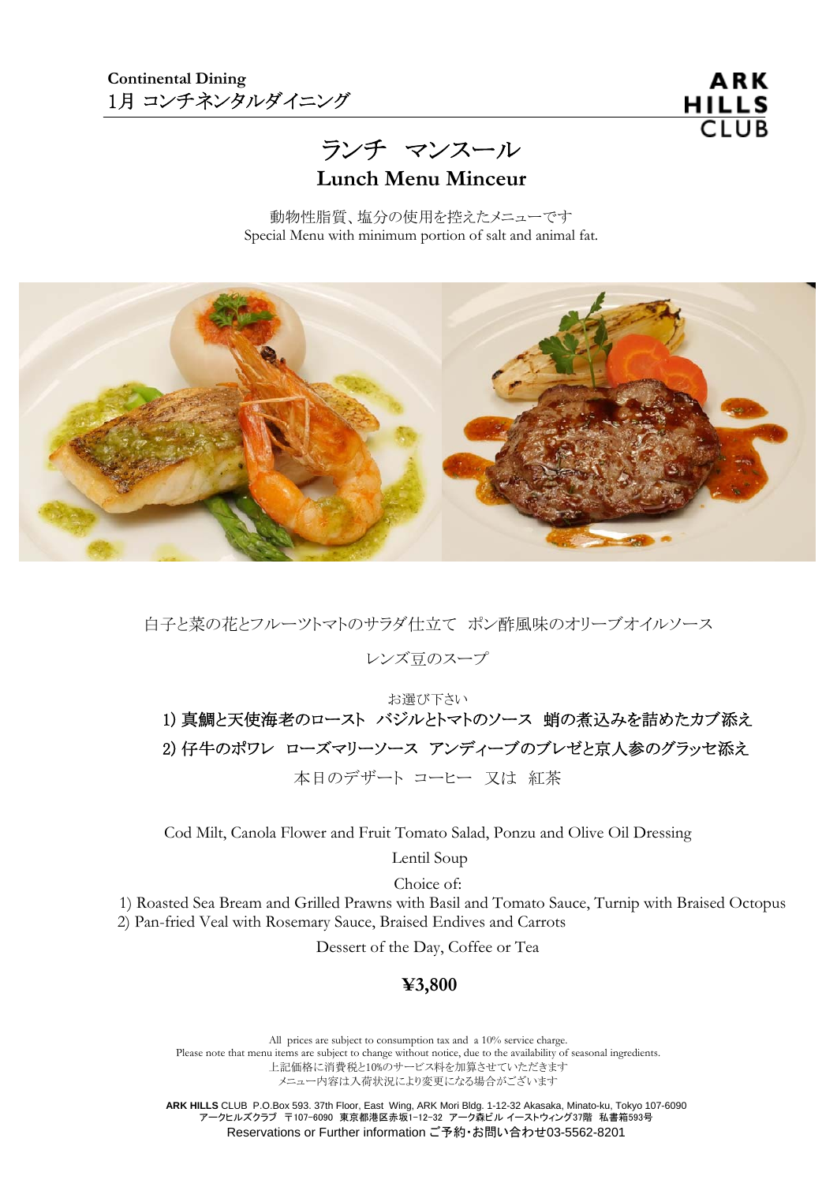**Continental Dining**
1月 コンチネンタルダイニング

ARK HILLS CLUB

# ランチ　マンスール
# Lunch Menu Minceur

動物性脂質、塩分の使用を控えたメニューです
Special Menu with minimum portion of salt and animal fat.

白子と菜の花とフルーツトマトのサラダ仕立て　ポン酢風味のオリーブオイルソース

レンズ豆のスープ

お選び下さい

**1) 真鯛と天使海老のロースト　バジルとトマトのソース　蛸の煮込みを詰めたカブ添え**

**2) 仔牛のポワレ　ローズマリーソース アンディーブのブレゼと京人参のグラッセ添え**

本日のデザート コーヒー　又は　紅茶

Cod Milt, Canola Flower and Fruit Tomato Salad, Ponzu and Olive Oil Dressing

Lentil Soup

Choice of:

1) Roasted Sea Bream and Grilled Prawns with Basil and Tomato Sauce, Turnip with Braised Octopus
2) Pan-fried Veal with Rosemary Sauce, Braised Endives and Carrots

Dessert of the Day, Coffee or Tea

**¥3,800**

All prices are subject to consumption tax and a 10% service charge.
Please note that menu items are subject to change without notice, due to the availability of seasonal ingredients.
上記価格に消費税と10%のサービス料を加算させていただきます
メニュー内容は入荷状況により変更になる場合がございます

**ARK HILLS** CLUB P.O.Box 593. 37th Floor, East Wing, ARK Mori Bldg. 1-12-32 Akasaka, Minato-ku, Tokyo 107-6090
アークヒルズクラブ　〒107-6090 東京都港区赤坂1-12-32 アーク森ビル イーストウィング37階　私書箱593号
Reservations or Further information ご予約・お問い合わせ03-5562-8201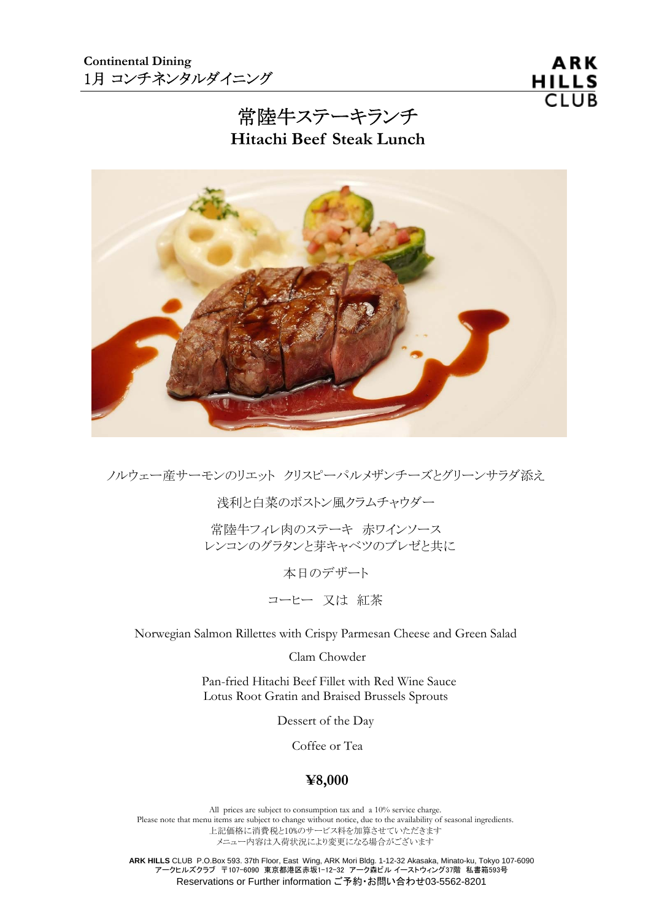**Continental Dining**
1月 コンチネンタルダイニング

ARK HILLS CLUB

# 常陸牛ステーキランチ
# Hitachi Beef Steak Lunch

ノルウェー産サーモンのリエット　クリスピーパルメザンチーズとグリーンサラダ添え

浅利と白菜のボストン風クラムチャウダー

常陸牛フィレ肉のステーキ　赤ワインソース
レンコンのグラタンと芽キャベツのブレゼと共に

本日のデザート

コーヒー　又は　紅茶

Norwegian Salmon Rillettes with Crispy Parmesan Cheese and Green Salad

Clam Chowder

Pan-fried Hitachi Beef Fillet with Red Wine Sauce
Lotus Root Gratin and Braised Brussels Sprouts

Dessert of the Day

Coffee or Tea

**¥8,000**

All prices are subject to consumption tax and a 10% service charge.
Please note that menu items are subject to change without notice, due to the availability of seasonal ingredients.
上記価格に消費税と10%のサービス料を加算させていただきます
メニュー内容は入荷状況により変更になる場合がございます

**ARK HILLS** CLUB P.O.Box 593. 37th Floor, East Wing, ARK Mori Bldg. 1-12-32 Akasaka, Minato-ku, Tokyo 107-6090
アークヒルズクラブ 〒107-6090 東京都港区赤坂1-12-32 アーク森ビル イーストウィング37階 私書箱593号
Reservations or Further information ご予約・お問い合わせ03-5562-8201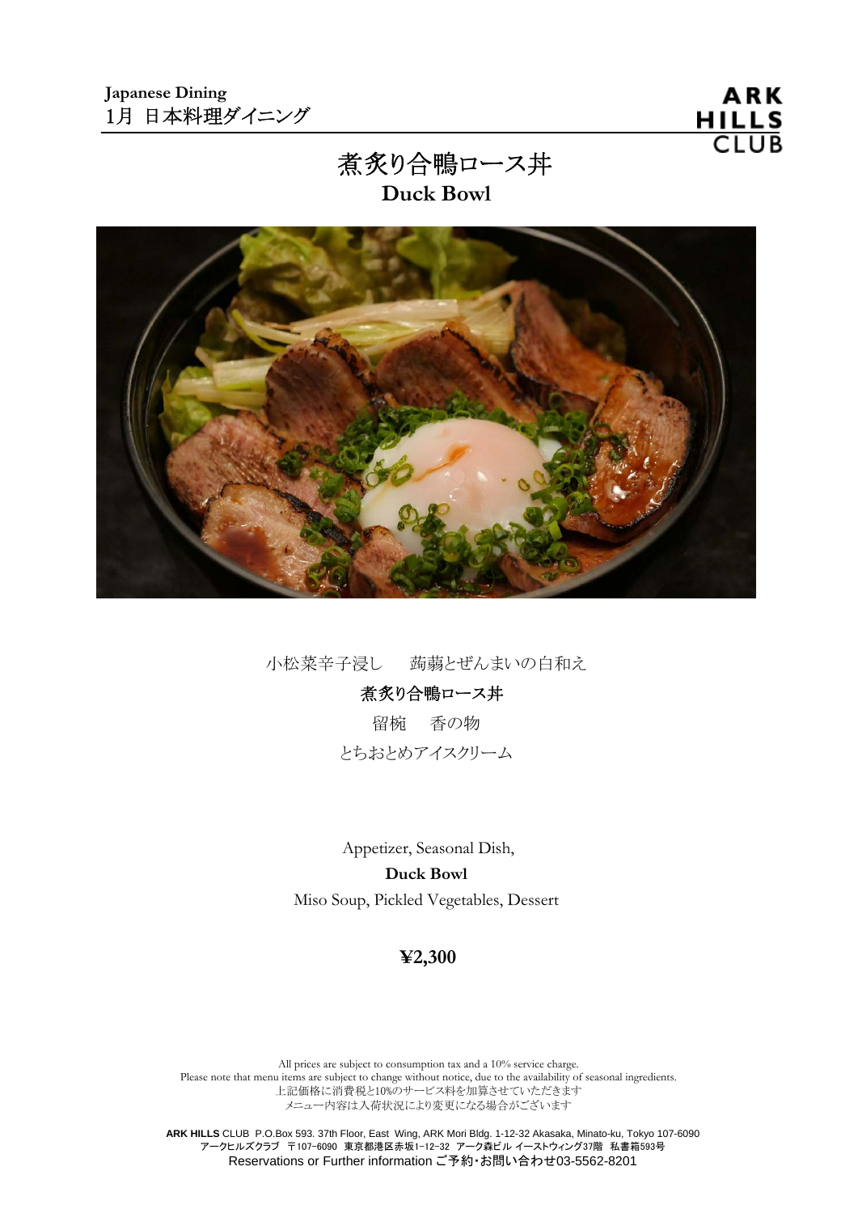**Japanese Dining**
1月 日本料理ダイニング

ARK HILLS CLUB

# 煮炙り合鴨ロース丼
## Duck Bowl

小松菜辛子浸し　 蒟蒻とぜんまいの白和え

**煮炙り合鴨ロース丼**

留椀　 香の物

とちおとめアイスクリーム

Appetizer, Seasonal Dish,

**Duck Bowl**

Miso Soup, Pickled Vegetables, Dessert

**¥2,300**

All prices are subject to consumption tax and a 10% service charge.
Please note that menu items are subject to change without notice, due to the availability of seasonal ingredients.
上記価格に消費税と10%のサービス料を加算させていただきます
メニュー内容は入荷状況により変更になる場合がございます

**ARK HILLS** CLUB P.O.Box 593. 37th Floor, East Wing, ARK Mori Bldg. 1-12-32 Akasaka, Minato-ku, Tokyo 107-6090
アークヒルズクラブ 〒107-6090 東京都港区赤坂1-12-32 アーク森ビル イーストウィング37階 私書箱593号
Reservations or Further information ご予約・お問い合わせ03-5562-8201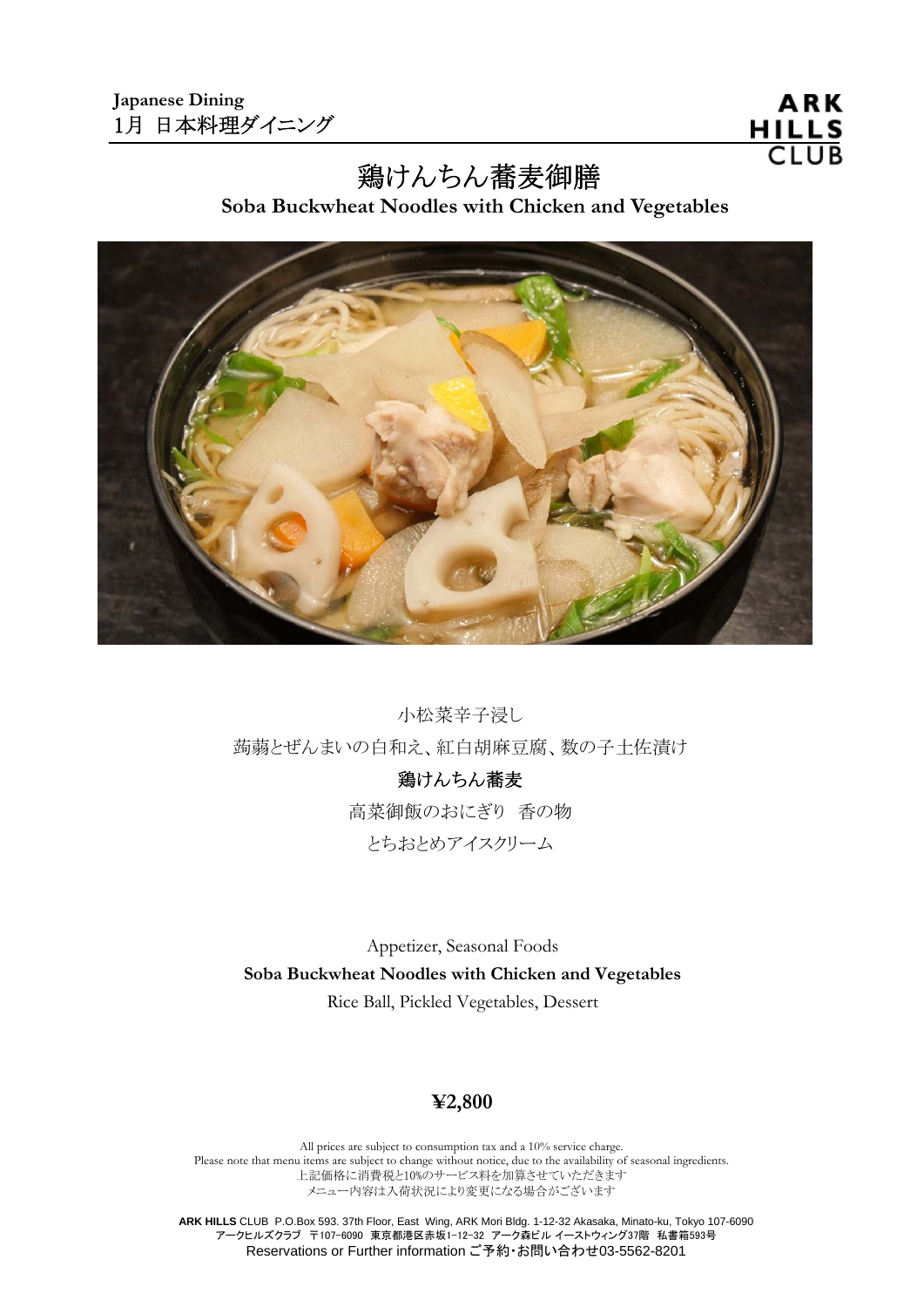Japanese Dining
1月 日本料理ダイニング

# 鶏けんちん蕎麦御膳

**Soba Buckwheat Noodles with Chicken and Vegetables**

小松菜辛子浸し

蒟蒻とぜんまいの白和え、紅白胡麻豆腐、数の子土佐漬け

**鶏けんちん蕎麦**

高菜御飯のおにぎり　香の物

とちおとめアイスクリーム

Appetizer, Seasonal Foods

**Soba Buckwheat Noodles with Chicken and Vegetables**

Rice Ball, Pickled Vegetables, Dessert

**¥2,800**

All prices are subject to consumption tax and a 10% service charge.
Please note that menu items are subject to change without notice, due to the availability of seasonal ingredients.
上記価格に消費税と10%のサービス料を加算させていただきます
メニュー内容は入荷状況により変更になる場合がございます

**ARK HILLS** CLUB P.O.Box 593. 37th Floor, East Wing, ARK Mori Bldg. 1-12-32 Akasaka, Minato-ku, Tokyo 107-6090
アークヒルズクラブ 〒107-6090 東京都港区赤坂1-12-32 アーク森ビル イーストウィング37階 私書箱593号
Reservations or Further information ご予約・お問い合わせ03-5562-8201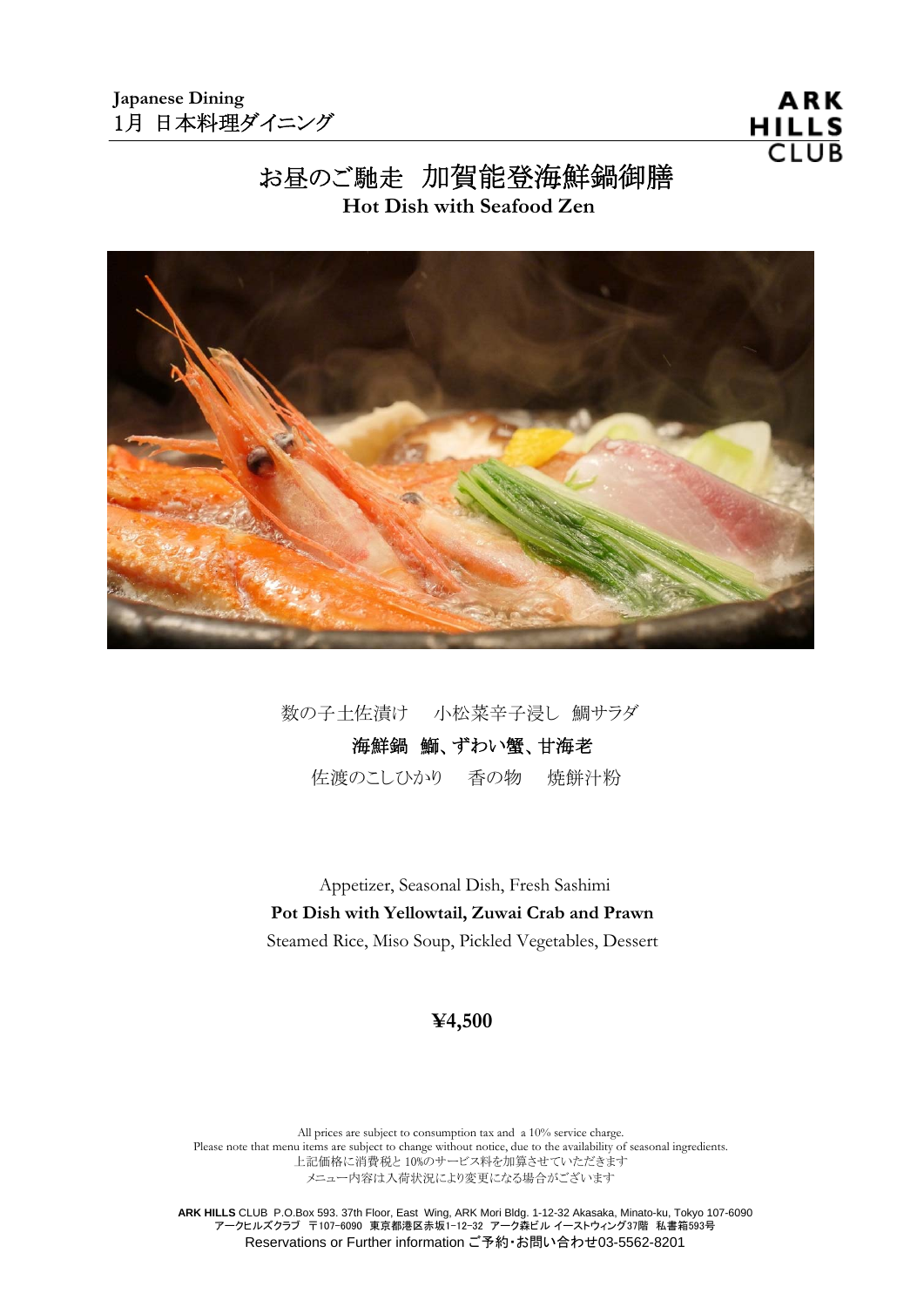Japanese Dining
1月 日本料理ダイニング

ARK HILLS CLUB

# お昼のご馳走　加賀能登海鮮鍋御膳
## Hot Dish with Seafood Zen

数の子土佐漬け　　小松菜辛子浸し　鯛サラダ

**海鮮鍋　鰤、ずわい蟹、甘海老**

佐渡のこしひかり　　香の物　　焼餅汁粉

Appetizer, Seasonal Dish, Fresh Sashimi

**Pot Dish with Yellowtail, Zuwai Crab and Prawn**

Steamed Rice, Miso Soup, Pickled Vegetables, Dessert

**¥4,500**

All prices are subject to consumption tax and a 10% service charge.
Please note that menu items are subject to change without notice, due to the availability of seasonal ingredients.
上記価格に消費税と10%のサービス料を加算させていただきます
メニュー内容は入荷状況により変更になる場合がございます

**ARK HILLS** CLUB P.O.Box 593. 37th Floor, East Wing, ARK Mori Bldg. 1-12-32 Akasaka, Minato-ku, Tokyo 107-6090
アークヒルズクラブ 〒107-6090 東京都港区赤坂1-12-32 アーク森ビル イーストウィング37階 私書箱593号
Reservations or Further information ご予約・お問い合わせ03-5562-8201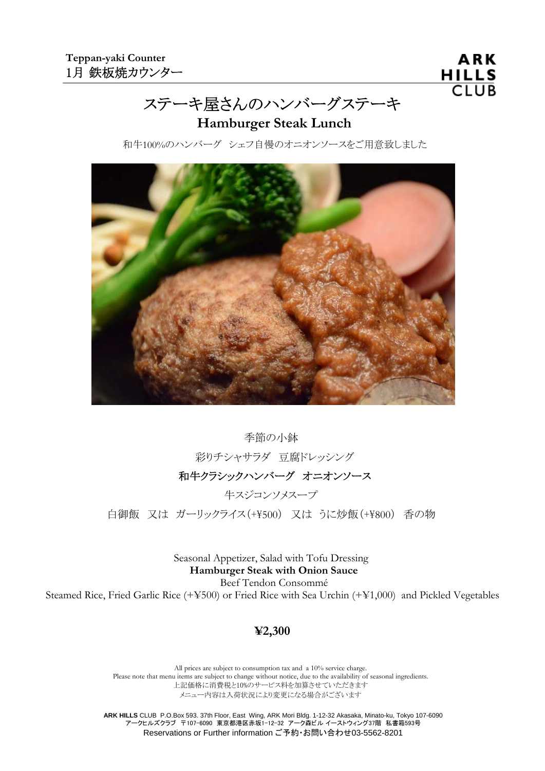**Teppan-yaki Counter**
1月 鉄板焼カウンター

ARK HILLS CLUB

# ステーキ屋さんのハンバーグステーキ
## Hamburger Steak Lunch

和牛100%のハンバーグ　シェフ自慢のオニオンソースをご用意致しました

季節の小鉢

彩りチシャサラダ　豆腐ドレッシング

**和牛クラシックハンバーグ　オニオンソース**

牛スジコンソメスープ

白御飯　又は　ガーリックライス(+¥500)　又は　うに炒飯(+¥800)　香の物

Seasonal Appetizer, Salad with Tofu Dressing
**Hamburger Steak with Onion Sauce**
Beef Tendon Consommé
Steamed Rice, Fried Garlic Rice (+¥500) or Fried Rice with Sea Urchin (+¥1,000) and Pickled Vegetables

**¥2,300**

All prices are subject to consumption tax and a 10% service charge.
Please note that menu items are subject to change without notice, due to the availability of seasonal ingredients.
上記価格に消費税と10%のサービス料を加算させていただきます
メニュー内容は入荷状況により変更になる場合がございます

**ARK HILLS** CLUB P.O.Box 593. 37th Floor, East Wing, ARK Mori Bldg. 1-12-32 Akasaka, Minato-ku, Tokyo 107-6090
アークヒルズクラブ 〒107-6090 東京都港区赤坂1-12-32 アーク森ビル イーストウィング37階 私書箱593号
Reservations or Further information ご予約・お問い合わせ03-5562-8201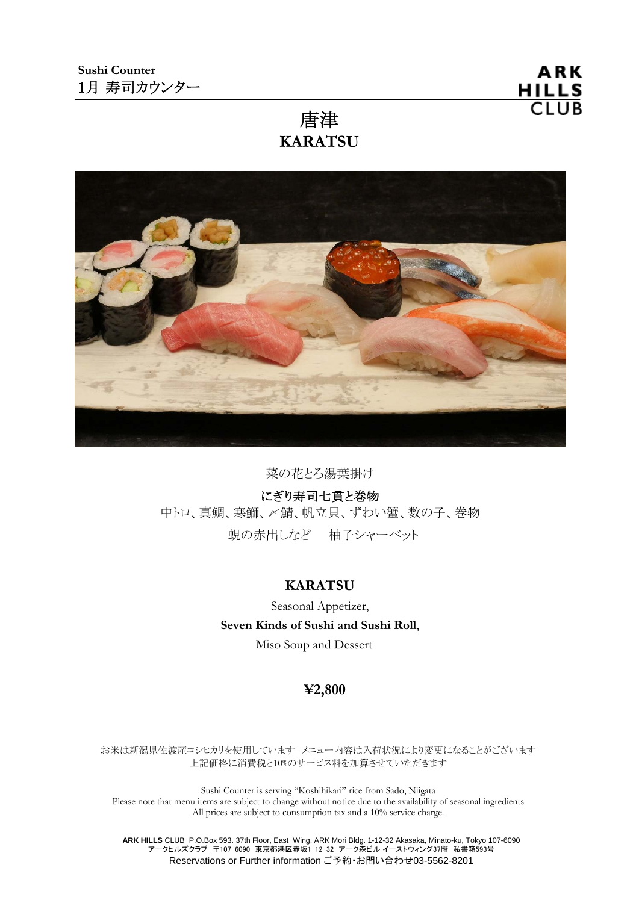Sushi Counter
1月 寿司カウンター

ARK HILLS CLUB

# 唐津
# KARATSU

菜の花とろ湯葉掛け

**にぎり寿司七貫と巻物**
中トロ、真鯛、寒鰤、〆鯖、帆立貝、ずわい蟹、数の子、巻物
蜆の赤出しなど　柚子シャーベット

## KARATSU

Seasonal Appetizer,
**Seven Kinds of Sushi and Sushi Roll**,
Miso Soup and Dessert

**¥2,800**

お米は新潟県佐渡産コシヒカリを使用しています　メニュー内容は入荷状況により変更になることがございます
上記価格に消費税と10%のサービス料を加算させていただきます

Sushi Counter is serving "Koshihikari" rice from Sado, Niigata
Please note that menu items are subject to change without notice due to the availability of seasonal ingredients
All prices are subject to consumption tax and a 10% service charge.

**ARK HILLS** CLUB P.O.Box 593. 37th Floor, East Wing, ARK Mori Bldg. 1-12-32 Akasaka, Minato-ku, Tokyo 107-6090
アークヒルズクラブ　〒107-6090　東京都港区赤坂1-12-32　アーク森ビル イーストウィング37階　私書箱593号
Reservations or Further information ご予約・お問い合わせ03-5562-8201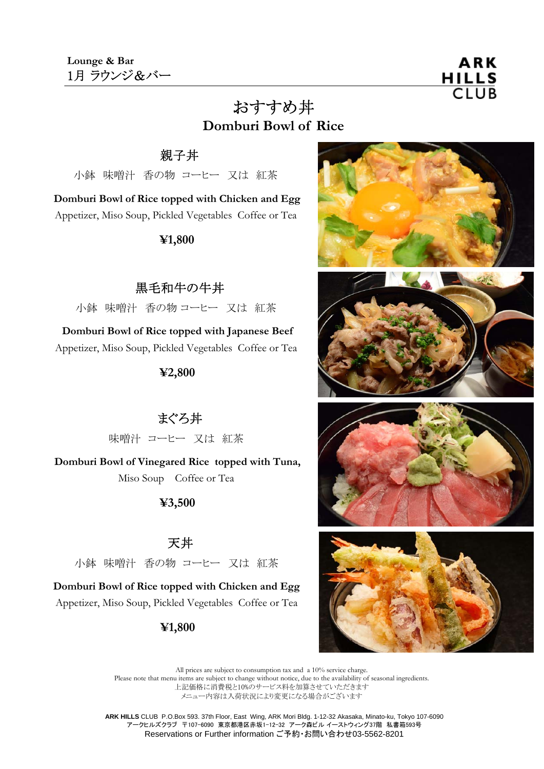Lounge & Bar
1月 ラウンジ&バー

ARK HILLS CLUB

# おすすめ丼
## Domburi Bowl of Rice

### 親子丼

小鉢　味噌汁　香の物 コーヒー　又は　紅茶

**Domburi Bowl of Rice topped with Chicken and Egg**

Appetizer, Miso Soup, Pickled Vegetables　Coffee or Tea

**¥1,800**

### 黒毛和牛の牛丼

小鉢　味噌汁　香の物 コーヒー　又は　紅茶

**Domburi Bowl of Rice topped with Japanese Beef**

Appetizer, Miso Soup, Pickled Vegetables　Coffee or Tea

**¥2,800**

### まぐろ丼

味噌汁　コーヒー　又は　紅茶

**Domburi Bowl of Vinegared Rice topped with Tuna,**

Miso Soup　Coffee or Tea

**¥3,500**

### 天丼

小鉢　味噌汁　香の物 コーヒー　又は　紅茶

**Domburi Bowl of Rice topped with Chicken and Egg**

Appetizer, Miso Soup, Pickled Vegetables　Coffee or Tea

**¥1,800**

All prices are subject to consumption tax and a 10% service charge.
Please note that menu items are subject to change without notice, due to the availability of seasonal ingredients.
上記価格に消費税と10%のサービス料を加算させていただきます
メニュー内容は入荷状況により変更になる場合がございます

**ARK HILLS** CLUB P.O.Box 593. 37th Floor, East Wing, ARK Mori Bldg. 1-12-32 Akasaka, Minato-ku, Tokyo 107-6090
アークヒルズクラブ　〒107-6090　東京都港区赤坂1-12-32　アーク森ビル イーストウィング37階　私書箱593号
Reservations or Further information ご予約・お問い合わせ03-5562-8201